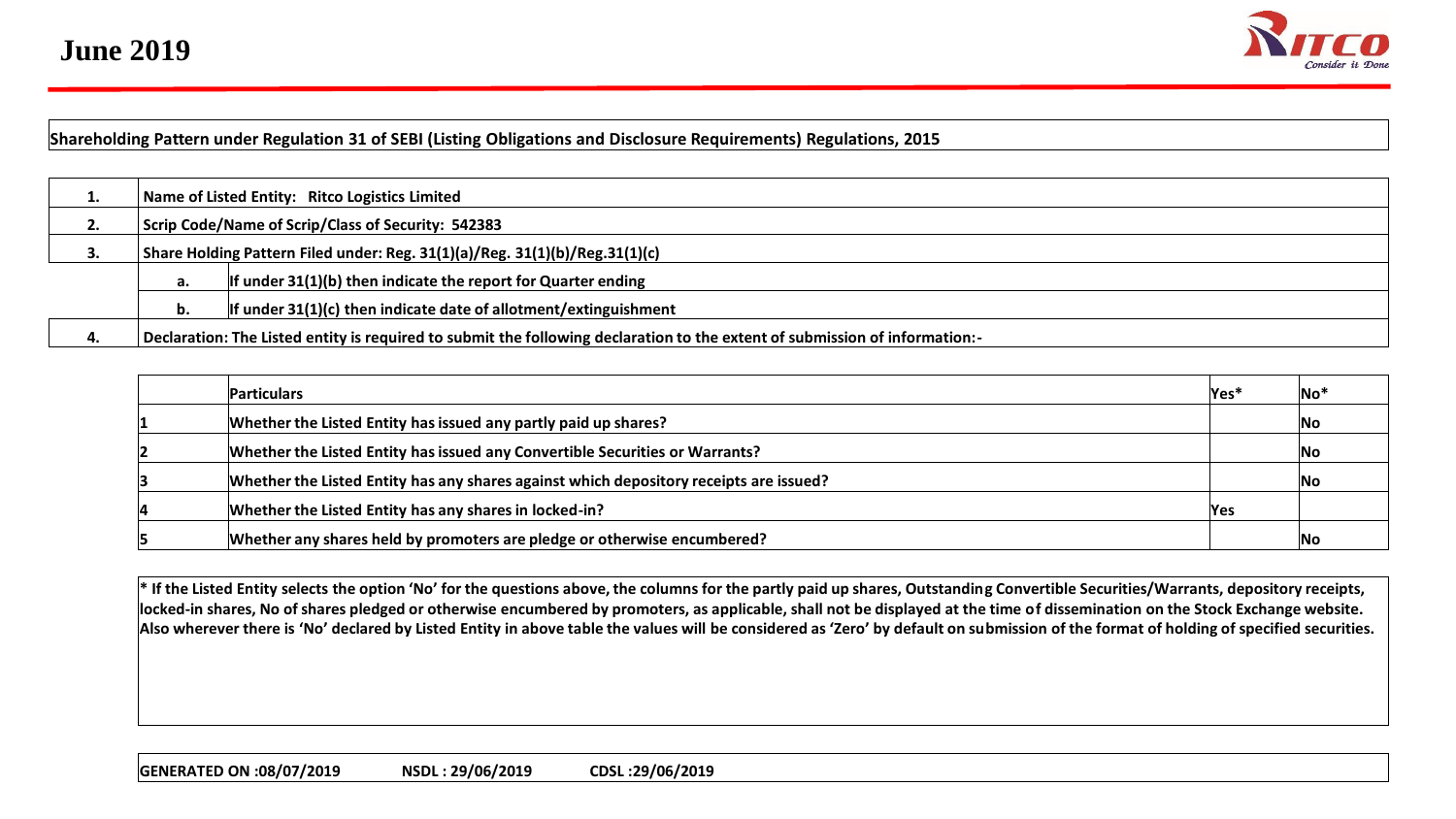**June 2019**

**Shareholding Pattern under Regulation 31 of SEBI (Listing Obligations and Disclosure Requirements) Regulations, 2015**

| | | |
|---|---|---|
| **1.** | **Name of Listed Entity: Ritco Logistics Limited** | |
| **2.** | **Scrip Code/Name of Scrip/Class of Security: 542383** | |
| **3.** | **Share Holding Pattern Filed under: Reg. 31(1)(a)/Reg. 31(1)(b)/Reg.31(1)(c)** | |
| | **a.** | **If under 31(1)(b) then indicate the report for Quarter ending** |
| | **b.** | **If under 31(1)(c) then indicate date of allotment/extinguishment** |
| **4.** | **Declaration: The Listed entity is required to submit the following declaration to the extent of submission of information:-** | |

| | **Particulars** | **Yes*** | **No*** |
|---|---|---|---|
| 1 | **Whether the Listed Entity has issued any partly paid up shares?** | | **No** |
| 2 | **Whether the Listed Entity has issued any Convertible Securities or Warrants?** | | **No** |
| 3 | **Whether the Listed Entity has any shares against which depository receipts are issued?** | | **No** |
| 4 | **Whether the Listed Entity has any shares in locked-in?** | **Yes** | |
| 5 | **Whether any shares held by promoters are pledge or otherwise encumbered?** | | **No** |

**\* If the Listed Entity selects the option 'No' for the questions above, the columns for the partly paid up shares, Outstanding Convertible Securities/Warrants, depository receipts, locked-in shares, No of shares pledged or otherwise encumbered by promoters, as applicable, shall not be displayed at the time of dissemination on the Stock Exchange website. Also wherever there is 'No' declared by Listed Entity in above table the values will be considered as 'Zero' by default on submission of the format of holding of specified securities.**

**GENERATED ON :08/07/2019 NSDL : 29/06/2019 CDSL :29/06/2019**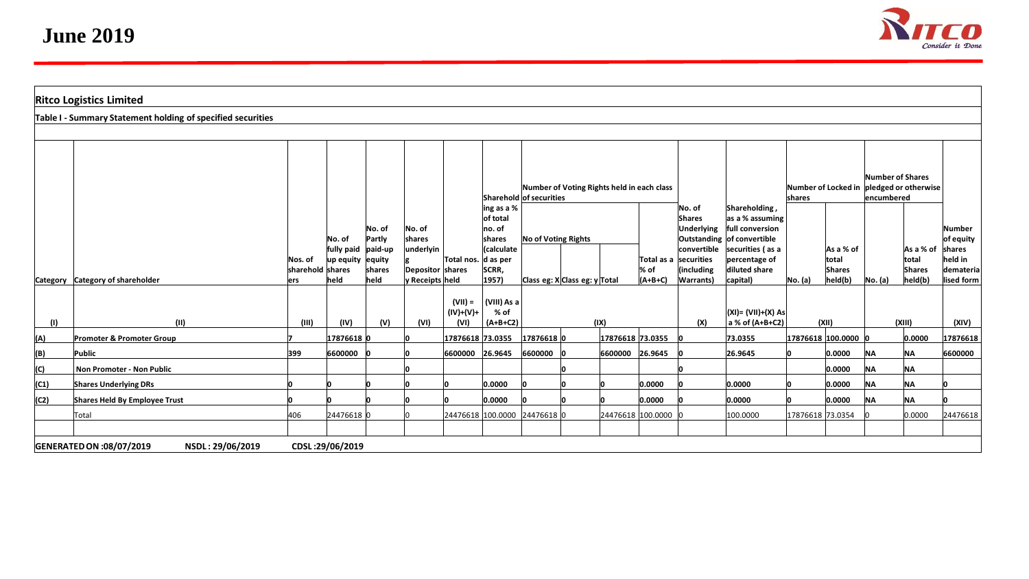## Ritco Logistics Limited

### Table I - Summary Statement holding of specified securities

| Category | Category of shareholder | Nos. of shareholders | No. of fully paid up equity shares held | No. of Partly paid-up equity shares held | No. of shares underlying Depository Receipts | Total nos. shares held | Shareholding as a % of total no. of shares (calculated as per SCRR, 1957) | Number of Voting Rights held in each class of securities | | | | No. of Shares Underlying Outstanding convertible securities (including Warrants) | Shareholding , as a % assuming full conversion of convertible securities ( as a percentage of diluted share capital) | Number of Locked in shares | | Number of Shares pledged or otherwise encumbered | | Number of equity shares held in dematerialised form |
|---|---|---|---|---|---|---|---|---|---|---|---|---|---|---|---|---|---|---|
| | | | | | | | | No of Voting Rights | | | Total as a % of (A+B+C) | | | No. (a) | As a % of total Shares held(b) | No. (a) | As a % of total Shares held(b) | |
| | | | | | | | | Class eg: X | Class eg: y | Total | | | | | | | | |
| (I) | (II) | (III) | (IV) | (V) | (VI) | (VII) = (IV)+(V)+ (VI) | (VIII) As a % of (A+B+C2) | (IX) | | | | (X) | (XI)= (VII)+(X) As a % of (A+B+C2) | (XII) | | (XIII) | | (XIV) |
| (A) | Promoter & Promoter Group | 7 | 17876618 | 0 | 0 | 17876618 | 73.0355 | 17876618 | 0 | 17876618 | 73.0355 | 0 | 73.0355 | 17876618 | 100.0000 | 0 | 0.0000 | 17876618 |
| (B) | Public | 399 | 6600000 | 0 | 0 | 6600000 | 26.9645 | 6600000 | 0 | 6600000 | 26.9645 | 0 | 26.9645 | 0 | 0.0000 | NA | NA | 6600000 |
| (C) | Non Promoter - Non Public | | | | 0 | | | | 0 | | | 0 | | | 0.0000 | NA | NA | |
| (C1) | Shares Underlying DRs | 0 | 0 | 0 | 0 | 0 | 0.0000 | 0 | 0 | 0 | 0.0000 | 0 | 0.0000 | 0 | 0.0000 | NA | NA | 0 |
| (C2) | Shares Held By Employee Trust | 0 | 0 | 0 | 0 | 0 | 0.0000 | 0 | 0 | 0 | 0.0000 | 0 | 0.0000 | 0 | 0.0000 | NA | NA | 0 |
| | Total | 406 | 24476618 | 0 | 0 | 24476618 | 100.0000 | 24476618 | 0 | 24476618 | 100.0000 | 0 | 100.0000 | 17876618 | 73.0354 | 0 | 0.0000 | 24476618 |

**GENERATED ON :08/07/2019** **NSDL : 29/06/2019** **CDSL :29/06/2019**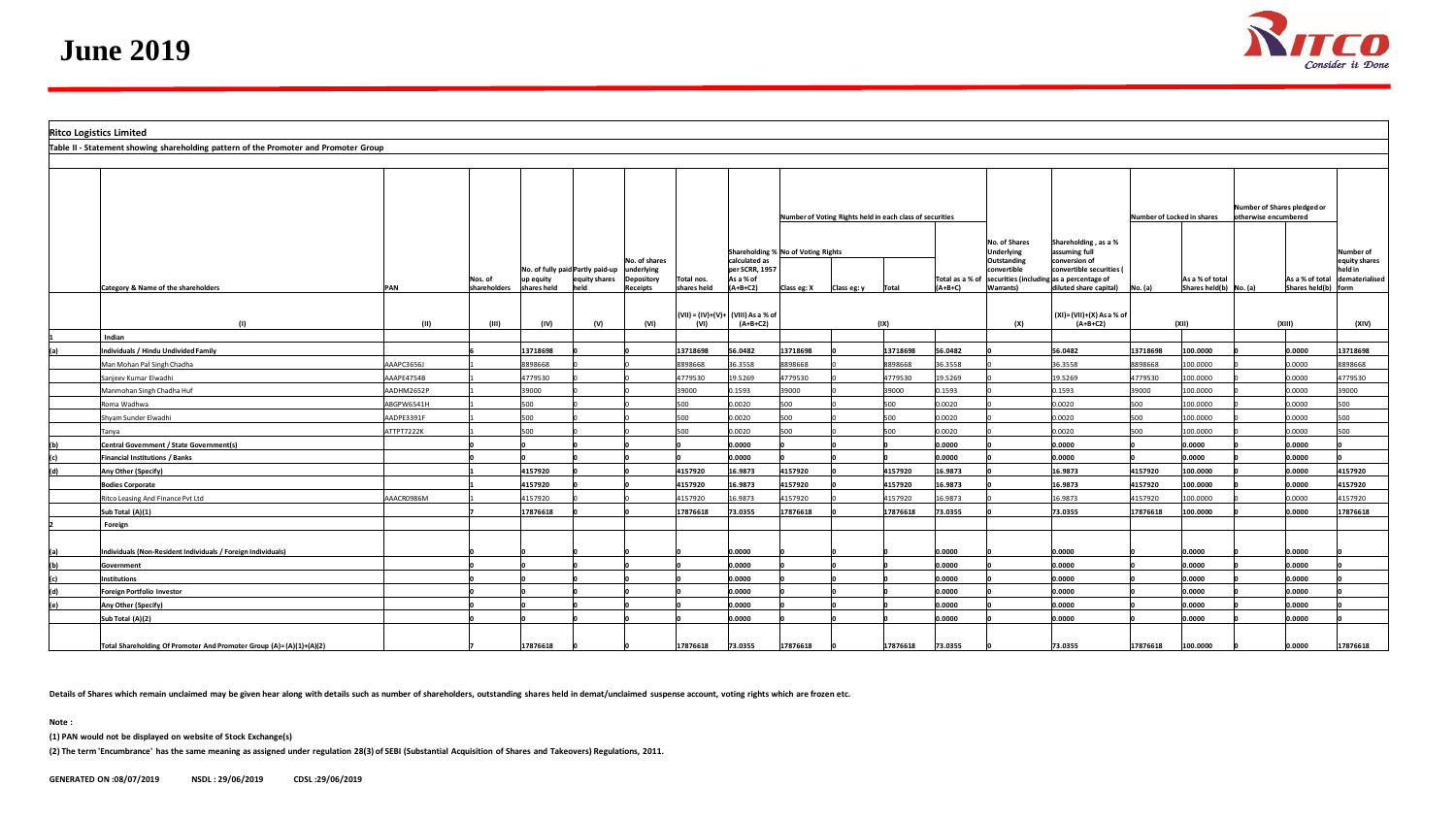# June 2019

**Ritco Logistics Limited**

**Table II - Statement showing shareholding pattern of the Promoter and Promoter Group**

| | Category & Name of the shareholders | PAN | Nos. of shareholders | No. of fully paid up equity shares held | Partly paid-up equity shares held | No. of shares underlying Depository Receipts | Total nos. shares held | Shareholding % calculated as per SCRR, 1957 As a % of (A+B+C2) | Number of Voting Rights held in each class of securities | | | | No. of Shares Underlying Outstanding convertible securities (including Warrants) | Shareholding , as a % assuming full conversion of convertible securities ( as a percentage of diluted share capital) | Number of Locked in shares | | Number of Shares pledged or otherwise encumbered | | Number of equity shares held in dematerialised form |
|---|---|---|---|---|---|---|---|---|---|---|---|---|---|---|---|---|---|---|---|
| | | | | | | | | | No of Voting Rights | | | Total as a % of (A+B+C) | | | No. (a) | As a % of total Shares held(b) | No. (a) | As a % of total Shares held(b) | |
| | | | | | | | | | Class eg: X | Class eg: y | Total | | | | | | | | |
| | (I) | (II) | (III) | (IV) | (V) | (VI) | (VII) = (IV)+(V)+ (VI) | (VIII) As a % of (A+B+C2) | (IX) | | | | (X) | (XI)= (VII)+(X) As a % of (A+B+C2) | (XII) | | (XIII) | | (XIV) |
| 1 | Indian | | | | | | | | | | | | | | | | | | |
| (a) | **Individuals / Hindu Undivided Family** | | 6 | 13718698 | 0 | 0 | 13718698 | 56.0482 | 13718698 | 0 | 13718698 | 56.0482 | 0 | 56.0482 | 13718698 | 100.0000 | 0 | 0.0000 | 13718698 |
| | Man Mohan Pal Singh Chadha | AAAPC3656J | 1 | 8898668 | 0 | 0 | 8898668 | 36.3558 | 8898668 | 0 | 8898668 | 36.3558 | 0 | 36.3558 | 8898668 | 100.0000 | 0 | 0.0000 | 8898668 |
| | Sanjeev Kumar Elwadhi | AAAPE4754B | 1 | 4779530 | 0 | 0 | 4779530 | 19.5269 | 4779530 | 0 | 4779530 | 19.5269 | 0 | 19.5269 | 4779530 | 100.0000 | 0 | 0.0000 | 4779530 |
| | Manmohan Singh Chadha Huf | AADHM2652P | 1 | 39000 | 0 | 0 | 39000 | 0.1593 | 39000 | 0 | 39000 | 0.1593 | 0 | 0.1593 | 39000 | 100.0000 | 0 | 0.0000 | 39000 |
| | Roma Wadhwa | ABGPW6541H | 1 | 500 | 0 | 0 | 500 | 0.0020 | 500 | 0 | 500 | 0.0020 | 0 | 0.0020 | 500 | 100.0000 | 0 | 0.0000 | 500 |
| | Shyam Sunder Elwadhi | AADPE3391F | 1 | 500 | 0 | 0 | 500 | 0.0020 | 500 | 0 | 500 | 0.0020 | 0 | 0.0020 | 500 | 100.0000 | 0 | 0.0000 | 500 |
| | Tanya | ATTPT7222K | 1 | 500 | 0 | 0 | 500 | 0.0020 | 500 | 0 | 500 | 0.0020 | 0 | 0.0020 | 500 | 100.0000 | 0 | 0.0000 | 500 |
| (b) | **Central Government / State Government(s)** | | 0 | 0 | 0 | 0 | 0 | 0.0000 | 0 | 0 | 0 | 0.0000 | 0 | 0.0000 | 0 | 0.0000 | 0 | 0.0000 | 0 |
| (c) | **Financial Institutions / Banks** | | 0 | 0 | 0 | 0 | 0 | 0.0000 | 0 | 0 | 0 | 0.0000 | 0 | 0.0000 | 0 | 0.0000 | 0 | 0.0000 | 0 |
| (d) | **Any Other (Specify)** | | 1 | 4157920 | 0 | 0 | 4157920 | 16.9873 | 4157920 | 0 | 4157920 | 16.9873 | 0 | 16.9873 | 4157920 | 100.0000 | 0 | 0.0000 | 4157920 |
| | **Bodies Corporate** | | 1 | 4157920 | 0 | 0 | 4157920 | 16.9873 | 4157920 | 0 | 4157920 | 16.9873 | 0 | 16.9873 | 4157920 | 100.0000 | 0 | 0.0000 | 4157920 |
| | Ritco Leasing And Finance Pvt Ltd | AAACR0986M | 1 | 4157920 | 0 | 0 | 4157920 | 16.9873 | 4157920 | 0 | 4157920 | 16.9873 | 0 | 16.9873 | 4157920 | 100.0000 | 0 | 0.0000 | 4157920 |
| | **Sub Total (A)(1)** | | 7 | 17876618 | 0 | 0 | 17876618 | 73.0355 | 17876618 | 0 | 17876618 | 73.0355 | 0 | 73.0355 | 17876618 | 100.0000 | 0 | 0.0000 | 17876618 |
| 2 | **Foreign** | | | | | | | | | | | | | | | | | | |
| (a) | **Individuals (Non-Resident Individuals / Foreign Individuals)** | | 0 | 0 | 0 | 0 | 0 | 0.0000 | 0 | 0 | 0 | 0.0000 | 0 | 0.0000 | 0 | 0.0000 | 0 | 0.0000 | 0 |
| (b) | **Government** | | 0 | 0 | 0 | 0 | 0 | 0.0000 | 0 | 0 | 0 | 0.0000 | 0 | 0.0000 | 0 | 0.0000 | 0 | 0.0000 | 0 |
| (c) | **Institutions** | | 0 | 0 | 0 | 0 | 0 | 0.0000 | 0 | 0 | 0 | 0.0000 | 0 | 0.0000 | 0 | 0.0000 | 0 | 0.0000 | 0 |
| (d) | **Foreign Portfolio Investor** | | 0 | 0 | 0 | 0 | 0 | 0.0000 | 0 | 0 | 0 | 0.0000 | 0 | 0.0000 | 0 | 0.0000 | 0 | 0.0000 | 0 |
| (e) | **Any Other (Specify)** | | 0 | 0 | 0 | 0 | 0 | 0.0000 | 0 | 0 | 0 | 0.0000 | 0 | 0.0000 | 0 | 0.0000 | 0 | 0.0000 | 0 |
| | **Sub Total (A)(2)** | | 0 | 0 | 0 | 0 | 0 | 0.0000 | 0 | 0 | 0 | 0.0000 | 0 | 0.0000 | 0 | 0.0000 | 0 | 0.0000 | 0 |
| | **Total Shareholding Of Promoter And Promoter Group (A)= (A)(1)+(A)(2)** | | 7 | 17876618 | 0 | 0 | 17876618 | 73.0355 | 17876618 | 0 | 17876618 | 73.0355 | 0 | 73.0355 | 17876618 | 100.0000 | 0 | 0.0000 | 17876618 |

**Details of Shares which remain unclaimed may be given hear along with details such as number of shareholders, outstanding shares held in demat/unclaimed suspense account, voting rights which are frozen etc.**

**Note :**

**(1) PAN would not be displayed on website of Stock Exchange(s)**

**(2) The term 'Encumbrance' has the same meaning as assigned under regulation 28(3) of SEBI (Substantial Acquisition of Shares and Takeovers) Regulations, 2011.**

**GENERATED ON :08/07/2019 NSDL : 29/06/2019 CDSL :29/06/2019**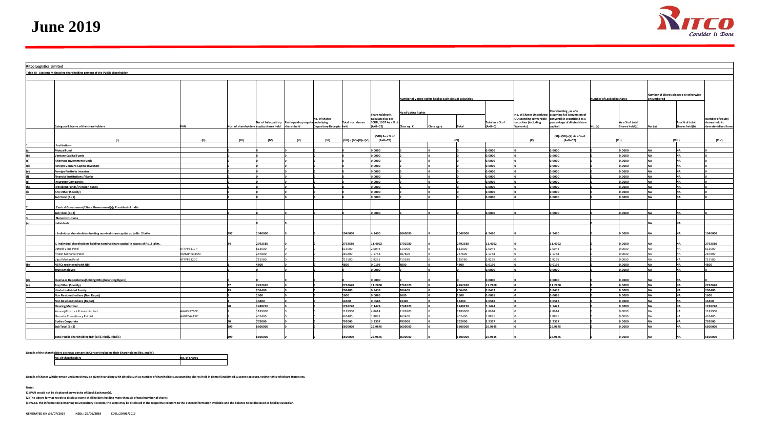# June 2019

**Ritco Logistics Limited**

**Table III - Statement showing shareholding pattern of the Public shareholder**

| | Category & Name of the shareholders | PAN | Nos. of shareholders | No. of fully paid up equity shares held | Partly paid-up equity shares held | No. of shares underlying Depository Receipts | Total nos. shares held | Shareholding % calculated as per SCRR, 1957 As a % of (A+B+C2) | Number of Voting Rights held in each class of securities: No of Voting Rights Class eg: X | Class eg: y | Total | Total as a % of (A+B+C) | No. of Shares Underlying Outstanding convertible securities (including Warrants) | Shareholding , as a % assuming full conversion of convertible securities ( as a percentage of diluted share capital) | Number of Locked in shares: No. (a) | As a % of total Shares held(b) | Number of Shares pledged or otherwise encumbered: No. (a) | As a % of total Shares held(b) | Number of equity shares held in dematerialised form |
|---|---|---|---|---|---|---|---|---|---|---|---|---|---|---|---|---|---|---|---|
| | (I) | (II) | (III) | (IV) | (V) | (VI) | (VII) = (IV)+(V)+ (VI) | (VIII) As a % of (A+B+C2) | (IX) | | | | (X) | (XI)= (VII)+(X) As a % of (A+B+C2) | (XII) | | (XIII) | | (XIV) |
| 1 | Institutions | | | | | | | | | | | | | | | | | | |
| (a) | Mutual Fund | | 0 | 0 | 0 | 0 | 0 | 0.0000 | 0 | 0 | 0 | 0.0000 | 0 | 0.0000 | 0 | 0.0000 | NA | NA | 0 |
| (b) | Venture Capital Funds | | 0 | 0 | 0 | 0 | 0 | 0.0000 | 0 | 0 | 0 | 0.0000 | 0 | 0.0000 | 0 | 0.0000 | NA | NA | 0 |
| (c) | Alternate Investment Funds | | 0 | 0 | 0 | 0 | 0 | 0.0000 | 0 | 0 | 0 | 0.0000 | 0 | 0.0000 | 0 | 0.0000 | NA | NA | 0 |
| (d) | Foreign Venture Capital Investors | | 0 | 0 | 0 | 0 | 0 | 0.0000 | 0 | 0 | 0 | 0.0000 | 0 | 0.0000 | 0 | 0.0000 | NA | NA | 0 |
| (e) | Foreign Portfolio Investor | | 0 | 0 | 0 | 0 | 0 | 0.0000 | 0 | 0 | 0 | 0.0000 | 0 | 0.0000 | 0 | 0.0000 | NA | NA | 0 |
| (f) | Financial Institutions / Banks | | 0 | 0 | 0 | 0 | 0 | 0.0000 | 0 | 0 | 0 | 0.0000 | 0 | 0.0000 | 0 | 0.0000 | NA | NA | 0 |
| (g) | Insurance Companies | | 0 | 0 | 0 | 0 | 0 | 0.0000 | 0 | 0 | 0 | 0.0000 | 0 | 0.0000 | 0 | 0.0000 | NA | NA | 0 |
| (h) | Provident Funds/ Pension Funds | | 0 | 0 | 0 | 0 | 0 | 0.0000 | 0 | 0 | 0 | 0.0000 | 0 | 0.0000 | 0 | 0.0000 | NA | NA | 0 |
| (i) | Any Other (Specify) | | 0 | 0 | 0 | 0 | 0 | 0.0000 | 0 | 0 | 0 | 0.0000 | 0 | 0.0000 | 0 | 0.0000 | NA | NA | 0 |
| | Sub Total (B)(1) | | 0 | 0 | 0 | 0 | 0 | 0.0000 | 0 | 0 | 0 | 0.0000 | 0 | 0.0000 | 0 | 0.0000 | NA | NA | 0 |
| 2 | Central Government/ State Government(s)/ President of India | | | | | | | | | | | | | | | | | | |
| | Sub Total (B)(2) | | 0 | 0 | 0 | 0 | 0 | 0.0000 | 0 | 0 | 0 | 0.0000 | 0 | 0.0000 | 0 | 0.0000 | NA | NA | 0 |
| 3 | Non-Institutions | | | | | | | | | | | | | | | | | | |
| (a) | Individuals | | | | | | | | | | | | | | | | NA | NA | |
| | i. Individual shareholders holding nominal share capital up to Rs. 2 lakhs. | | 297 | 1040000 | 0 | 0 | 1040000 | 4.2490 | 1040000 | 0 | 1040000 | 4.2490 | 0 | 4.2490 | 0 | 0.0000 | NA | NA | 1040000 |
| | ii. Individual shareholders holding nominal share capital in excess of Rs. 2 lakhs. | | 24 | 2792580 | 0 | 0 | 2792580 | 11.4092 | 2792580 | 0 | 2792580 | 11.4092 | 0 | 11.4092 | 0 | 0.0000 | NA | NA | 2792580 |
| | Dimple Vipul Patel | ATFPP3319P | | 613000 | 0 | 0 | 613000 | 2.5044 | 613000 | 0 | 613000 | 2.5044 | 0 | 2.5044 | 0 | 0.0000 | NA | NA | 613000 |
| | Hitesh Mohanlal Patel | AMMPP6335M | | 287800 | 0 | 0 | 287800 | 1.1758 | 287800 | 0 | 287800 | 1.1758 | 0 | 1.1758 | 0 | 0.0000 | NA | NA | 287800 |
| | Vipul Mohan Patel | ATFPP3320C | | 715580 | 0 | 0 | 715580 | 2.9235 | 715580 | 0 | 715580 | 2.9235 | 0 | 2.9235 | 0 | 0.0000 | NA | NA | 715580 |
| (b) | NBFCs registered with RBI | | 1 | 4800 | 0 | 0 | 4800 | 0.0196 | 4800 | 0 | 4800 | 0.0196 | 0 | 0.0196 | 0 | 0.0000 | NA | NA | 4800 |
| | Trust Employee | | 0 | 0 | 0 | 0 | 0 | 0.0000 | 0 | 0 | 0 | 0.0000 | 0 | 0.0000 | 0 | 0.0000 | NA | NA | 0 |
| (d) | Overseas Depositories(holding DRs) (balancing figure) | | 0 | 0 | 0 | 0 | 0 | 0.0000 | 0 | 0 | 0 | 0.0000 | 0 | 0.0000 | 0 | 0.0000 | NA | NA | 0 |
| (e) | Any Other (Specify) | | 77 | 2762620 | 0 | 0 | 2762620 | 11.2868 | 2762620 | 0 | 2762620 | 11.2868 | 0 | 11.2868 | 0 | 0.0000 | NA | NA | 2762620 |
| | Hindu Undivided Family | | 43 | 206400 | 0 | 0 | 206400 | 0.8433 | 206400 | 0 | 206400 | 0.8433 | 0 | 0.8433 | 0 | 0.0000 | NA | NA | 206400 |
| | Non Resident Indians (Non Repat) | | 1 | 1600 | 0 | 0 | 1600 | 0.0065 | 1600 | 0 | 1600 | 0.0065 | 0 | 0.0065 | 0 | 0.0000 | NA | NA | 1600 |
| | Non Resident Indians (Repat) | | 3 | 14400 | 0 | 0 | 14400 | 0.0588 | 14400 | 0 | 14400 | 0.0588 | 0 | 0.0588 | 0 | 0.0000 | NA | NA | 14400 |
| | Clearing Member | | 10 | 1748220 | 0 | 0 | 1748220 | 7.1424 | 1748220 | 0 | 1748220 | 7.1424 | 0 | 7.1424 | 0 | 0.0000 | NA | NA | 1748220 |
| | Kunvarji Finstock Private Limited | AAACK8760E | 1 | 1189900 | 0 | 0 | 1189900 | 4.8614 | 1189900 | 0 | 1189900 | 4.8614 | 0 | 4.8614 | 0 | 0.0000 | NA | NA | 1189900 |
| | Bhumika Consultancy Pvt Ltd | AABCB4415C | 1 | 462400 | 0 | 0 | 462400 | 1.8891 | 462400 | 0 | 462400 | 1.8891 | 0 | 1.8891 | 0 | 0.0000 | NA | NA | 462400 |
| | Bodies Corporate | | 20 | 792000 | 0 | 0 | 792000 | 3.2357 | 792000 | 0 | 792000 | 3.2357 | 0 | 3.2357 | 0 | 0.0000 | NA | NA | 792000 |
| | Sub Total (B)(3) | | 399 | 6600000 | 0 | 0 | 6600000 | 26.9645 | 6600000 | 0 | 6600000 | 26.9645 | 0 | 26.9645 | 0 | 0.0000 | NA | NA | 6600000 |
| | Total Public Shareholding (B)= (B)(1)+(B)(2)+(B)(3) | | 399 | 6600000 | 0 | 0 | 6600000 | 26.9645 | 6600000 | 0 | 6600000 | 26.9645 | 0 | 26.9645 | 0 | 0.0000 | NA | NA | 6600000 |

**Details of the shareholders acting as persons in Concert including their Shareholding (No. and %):**

| No. of shareholders | No. of Shares |
|---|---|
| | |

**Details of Shares which remain unclaimed may be given hear along with details such as number of shareholders, outstanding shares held in demat/unclaimed suspense account, voting rights which are frozen etc.**

**Note :**

**(1) PAN would not be displayed on website of Stock Exchange(s).**

**(2) The above format needs to disclose name of all holders holding more than 1% of total number of shares**

**(3) W.r.t. the information pertaining to Depository Receipts, the same may be disclosed in the respective columns to the extent information available and the balance to be disclosed as held by custodian.**

**GENERATED ON :08/07/2019 NSDL : 29/06/2019 CDSL :29/06/2019**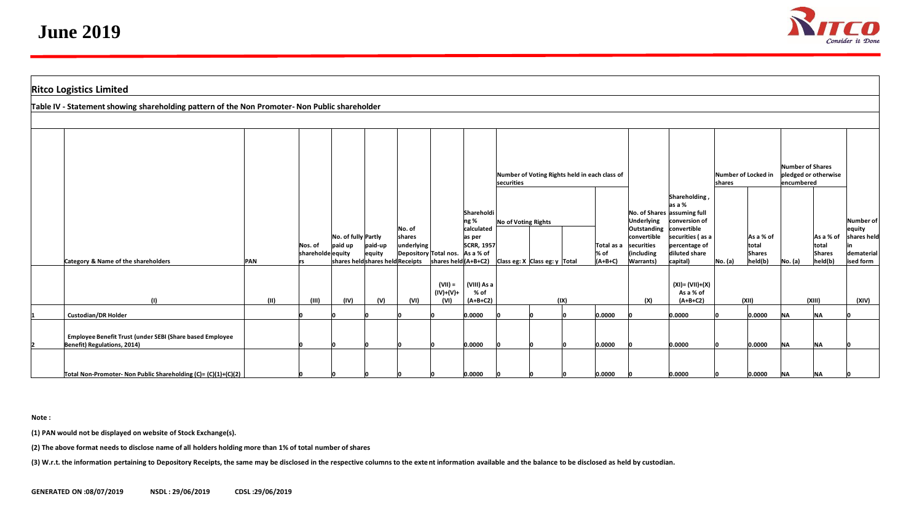## Ritco Logistics Limited

### Table IV - Statement showing shareholding pattern of the Non Promoter- Non Public shareholder

| | Category & Name of the shareholders | PAN | Nos. of shareholders | No. of fully paid up equity shares held | Partly paid-up equity shares held | No. of shares underlying Depository Receipts | Total nos. shares held | Shareholding % calculated as per SCRR, 1957 As a % of (A+B+C2) | Number of Voting Rights held in each class of securities | | | | No. of Shares Underlying Outstanding convertible securities (including Warrants) | Shareholding , as a % assuming full conversion of convertible securities ( as a percentage of diluted share capital) | Number of Locked in shares | | Number of Shares pledged or otherwise encumbered | | Number of equity shares held in dematerialised form |
|---|---|---|---|---|---|---|---|---|---|---|---|---|---|---|---|---|---|---|---|
| | | | | | | | | | No of Voting Rights | | | Total as a % of (A+B+C) | | | No. (a) | As a % of total Shares held(b) | No. (a) | As a % of total Shares held(b) | |
| | | | | | | | | | Class eg: X | Class eg: y | Total | | | | | | | | |
| | (I) | (II) | (III) | (IV) | (V) | (VI) | (VII) = (IV)+(V)+ (VI) | (VIII) As a % of (A+B+C2) | (IX) | | | | (X) | (XI)= (VII)+(X) As a % of (A+B+C2) | (XII) | | (XIII) | | (XIV) |
| 1 | Custodian/DR Holder | | 0 | 0 | 0 | 0 | 0 | 0.0000 | 0 | 0 | 0 | 0.0000 | 0 | 0.0000 | 0 | 0.0000 | NA | NA | 0 |
| 2 | Employee Benefit Trust (under SEBI (Share based Employee Benefit) Regulations, 2014) | | 0 | 0 | 0 | 0 | 0 | 0.0000 | 0 | 0 | 0 | 0.0000 | 0 | 0.0000 | 0 | 0.0000 | NA | NA | 0 |
| | Total Non-Promoter- Non Public Shareholding (C)= (C)(1)+(C)(2) | | 0 | 0 | 0 | 0 | 0 | 0.0000 | 0 | 0 | 0 | 0.0000 | 0 | 0.0000 | 0 | 0.0000 | NA | NA | 0 |

**Note :**

**(1) PAN would not be displayed on website of Stock Exchange(s).**

**(2) The above format needs to disclose name of all holders holding more than 1% of total number of shares**

**(3) W.r.t. the information pertaining to Depository Receipts, the same may be disclosed in the respective columns to the extent information available and the balance to be disclosed as held by custodian.**

**GENERATED ON :08/07/2019 NSDL : 29/06/2019 CDSL :29/06/2019**